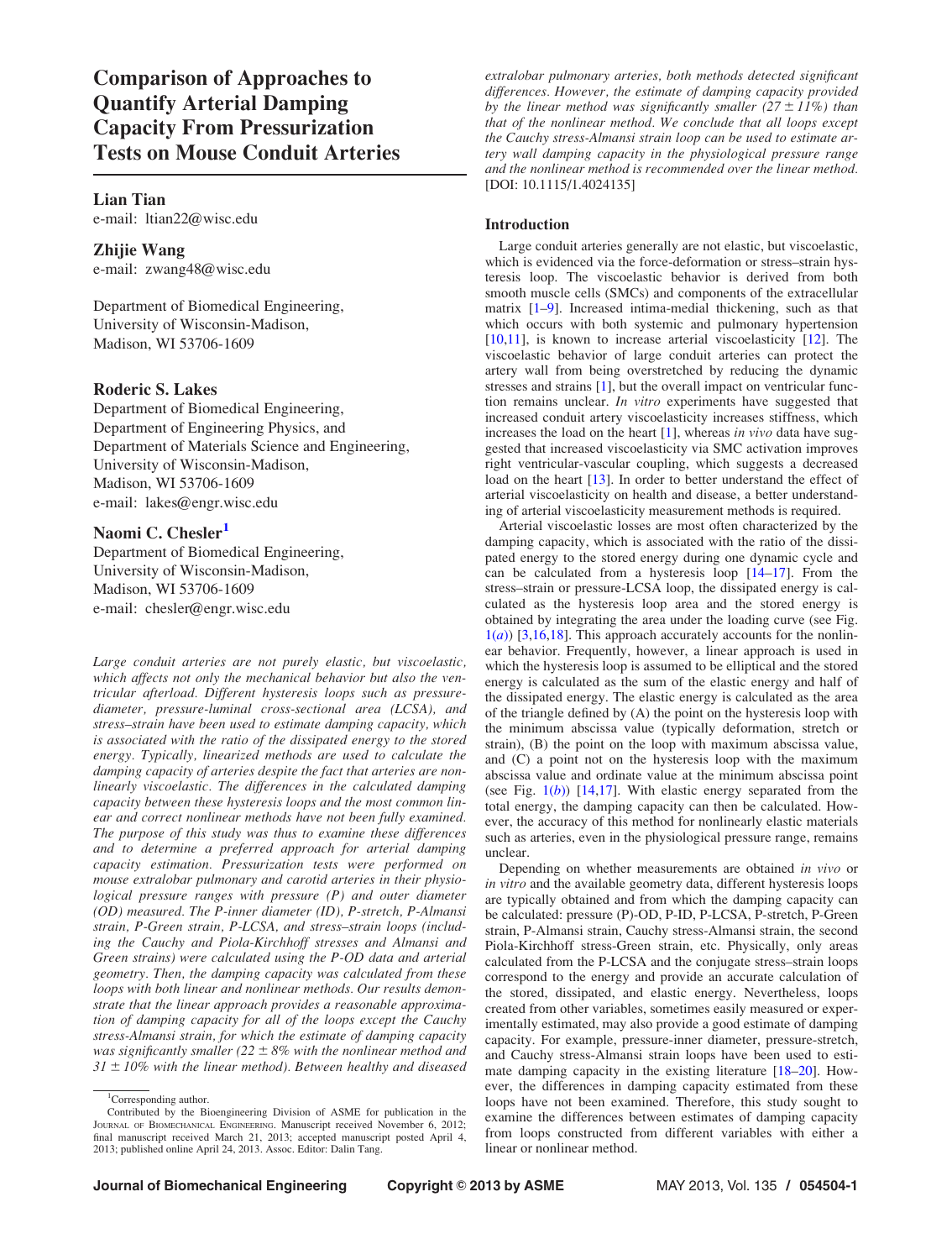# Comparison of Approaches to Quantify Arterial Damping Capacity From Pressurization Tests on Mouse Conduit Arteries

**Lian Tian**
e-mail: ltian22@wisc.edu

**Zhijie Wang**
e-mail: zwang48@wisc.edu

Department of Biomedical Engineering,
University of Wisconsin-Madison,
Madison, WI 53706-1609

**Roderic S. Lakes**
Department of Biomedical Engineering,
Department of Engineering Physics, and
Department of Materials Science and Engineering,
University of Wisconsin-Madison,
Madison, WI 53706-1609
e-mail: lakes@engr.wisc.edu

**Naomi C. Chesler**[1]
Department of Biomedical Engineering,
University of Wisconsin-Madison,
Madison, WI 53706-1609
e-mail: chesler@engr.wisc.edu

*Large conduit arteries are not purely elastic, but viscoelastic, which affects not only the mechanical behavior but also the ventricular afterload. Different hysteresis loops such as pressure-diameter, pressure-luminal cross-sectional area (LCSA), and stress–strain have been used to estimate damping capacity, which is associated with the ratio of the dissipated energy to the stored energy. Typically, linearized methods are used to calculate the damping capacity of arteries despite the fact that arteries are nonlinearly viscoelastic. The differences in the calculated damping capacity between these hysteresis loops and the most common linear and correct nonlinear methods have not been fully examined. The purpose of this study was thus to examine these differences and to determine a preferred approach for arterial damping capacity estimation. Pressurization tests were performed on mouse extralobar pulmonary and carotid arteries in their physiological pressure ranges with pressure (P) and outer diameter (OD) measured. The P-inner diameter (ID), P-stretch, P-Almansi strain, P-Green strain, P-LCSA, and stress–strain loops (including the Cauchy and Piola-Kirchhoff stresses and Almansi and Green strains) were calculated using the P-OD data and arterial geometry. Then, the damping capacity was calculated from these loops with both linear and nonlinear methods. Our results demonstrate that the linear approach provides a reasonable approximation of damping capacity for all of the loops except the Cauchy stress-Almansi strain, for which the estimate of damping capacity was significantly smaller (22 ± 8% with the nonlinear method and 31 ± 10% with the linear method). Between healthy and diseased extralobar pulmonary arteries, both methods detected significant differences. However, the estimate of damping capacity provided by the linear method was significantly smaller (27 ± 11%) than that of the nonlinear method. We conclude that all loops except the Cauchy stress-Almansi strain loop can be used to estimate artery wall damping capacity in the physiological pressure range and the nonlinear method is recommended over the linear method.* [DOI: 10.1115/1.4024135]

## Introduction

Large conduit arteries generally are not elastic, but viscoelastic, which is evidenced via the force-deformation or stress–strain hysteresis loop. The viscoelastic behavior is derived from both smooth muscle cells (SMCs) and components of the extracellular matrix [1–9]. Increased intima-medial thickening, such as that which occurs with both systemic and pulmonary hypertension [10,11], is known to increase arterial viscoelasticity [12]. The viscoelastic behavior of large conduit arteries can protect the artery wall from being overstretched by reducing the dynamic stresses and strains [1], but the overall impact on ventricular function remains unclear. *In vitro* experiments have suggested that increased conduit artery viscoelasticity increases stiffness, which increases the load on the heart [1], whereas *in vivo* data have suggested that increased viscoelasticity via SMC activation improves right ventricular-vascular coupling, which suggests a decreased load on the heart [13]. In order to better understand the effect of arterial viscoelasticity on health and disease, a better understanding of arterial viscoelasticity measurement methods is required.

Arterial viscoelastic losses are most often characterized by the damping capacity, which is associated with the ratio of the dissipated energy to the stored energy during one dynamic cycle and can be calculated from a hysteresis loop [14–17]. From the stress–strain or pressure-LCSA loop, the dissipated energy is calculated as the hysteresis loop area and the stored energy is obtained by integrating the area under the loading curve (see Fig. 1(*a*)) [3,16,18]. This approach accurately accounts for the nonlinear behavior. Frequently, however, a linear approach is used in which the hysteresis loop is assumed to be elliptical and the stored energy is calculated as the sum of the elastic energy and half of the dissipated energy. The elastic energy is calculated as the area of the triangle defined by (A) the point on the hysteresis loop with the minimum abscissa value (typically deformation, stretch or strain), (B) the point on the loop with maximum abscissa value, and (C) a point not on the hysteresis loop with the maximum abscissa value and ordinate value at the minimum abscissa point (see Fig. 1(*b*)) [14,17]. With elastic energy separated from the total energy, the damping capacity can then be calculated. However, the accuracy of this method for nonlinearly elastic materials such as arteries, even in the physiological pressure range, remains unclear.

Depending on whether measurements are obtained *in vivo* or *in vitro* and the available geometry data, different hysteresis loops are typically obtained and from which the damping capacity can be calculated: pressure (P)-OD, P-ID, P-LCSA, P-stretch, P-Green strain, P-Almansi strain, Cauchy stress-Almansi strain, the second Piola-Kirchhoff stress-Green strain, etc. Physically, only areas calculated from the P-LCSA and the conjugate stress–strain loops correspond to the energy and provide an accurate calculation of the stored, dissipated, and elastic energy. Nevertheless, loops created from other variables, sometimes easily measured or experimentally estimated, may also provide a good estimate of damping capacity. For example, pressure-inner diameter, pressure-stretch, and Cauchy stress-Almansi strain loops have been used to estimate damping capacity in the existing literature [18–20]. However, the differences in damping capacity estimated from these loops have not been examined. Therefore, this study sought to examine the differences between estimates of damping capacity from loops constructed from different variables with either a linear or nonlinear method.

[1]Corresponding author.

Contributed by the Bioengineering Division of ASME for publication in the JOURNAL OF BIOMECHANICAL ENGINEERING. Manuscript received November 6, 2012; final manuscript received March 21, 2013; accepted manuscript posted April 4, 2013; published online April 24, 2013. Assoc. Editor: Dalin Tang.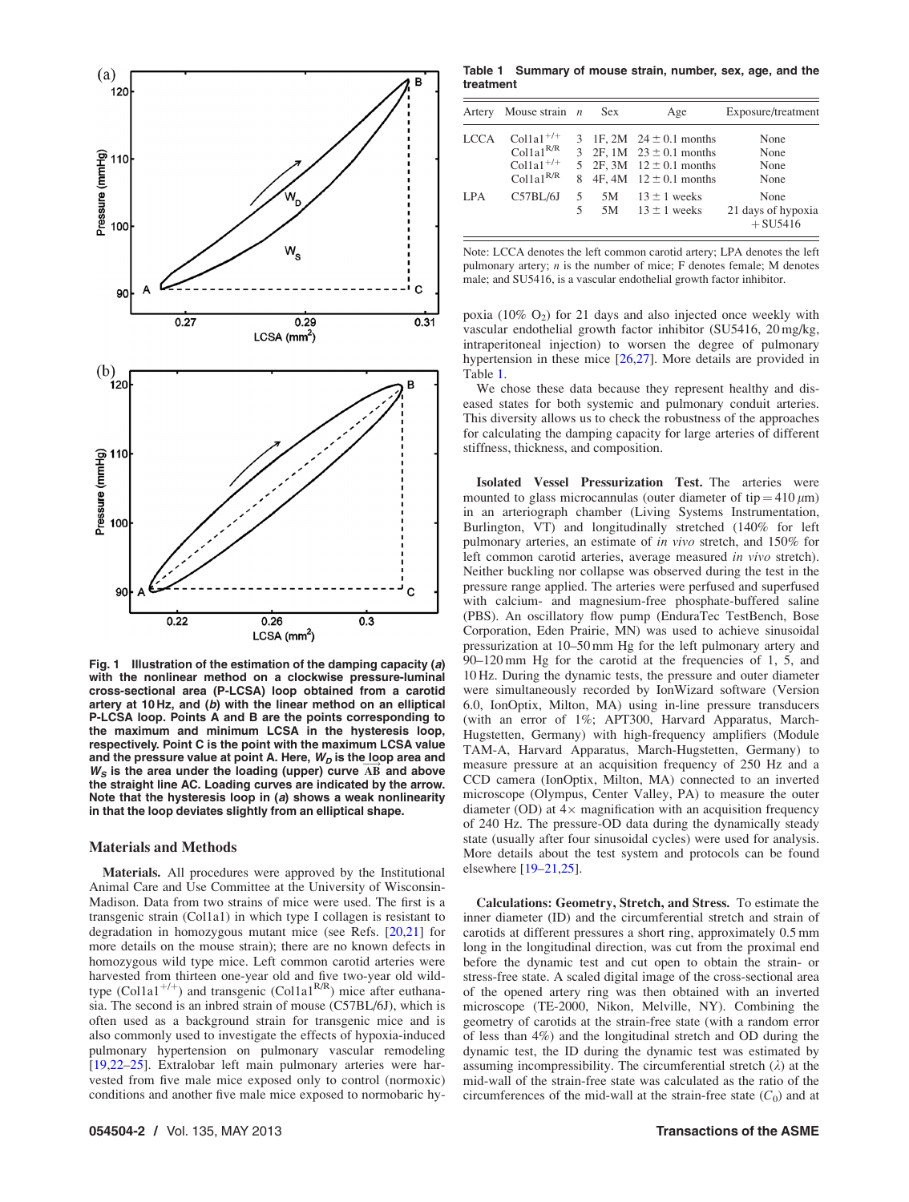Fig. 1 **Illustration of the estimation of the damping capacity (*a*) with the nonlinear method on a clockwise pressure-luminal cross-sectional area (P-LCSA) loop obtained from a carotid artery at 10 Hz, and (*b*) with the linear method on an elliptical P-LCSA loop. Points A and B are the points corresponding to the maximum and minimum LCSA in the hysteresis loop, respectively. Point C is the point with the maximum LCSA value and the pressure value at point A. Here, $W_D$ is the loop area and $W_S$ is the area under the loading (upper) curve $\overset{\frown}{AB}$ and above the straight line AC. Loading curves are indicated by the arrow. Note that the hysteresis loop in (*a*) shows a weak nonlinearity in that the loop deviates slightly from an elliptical shape.**

## Materials and Methods

**Materials.** All procedures were approved by the Institutional Animal Care and Use Committee at the University of Wisconsin-Madison. Data from two strains of mice were used. The first is a transgenic strain (Col1a1) in which type I collagen is resistant to degradation in homozygous mutant mice (see Refs. [20,21] for more details on the mouse strain); there are no known defects in homozygous wild type mice. Left common carotid arteries were harvested from thirteen one-year old and five two-year old wild-type ($Col1a1^{+/+}$) and transgenic ($Col1a1^{R/R}$) mice after euthanasia. The second is an inbred strain of mouse (C57BL/6J), which is often used as a background strain for transgenic mice and is also commonly used to investigate the effects of hypoxia-induced pulmonary hypertension on pulmonary vascular remodeling [19,22–25]. Extralobar left main pulmonary arteries were harvested from five male mice exposed only to control (normoxic) conditions and another five male mice exposed to normobaric hypoxia (10% $O_2$) for 21 days and also injected once weekly with vascular endothelial growth factor inhibitor (SU5416, 20 mg/kg, intraperitoneal injection) to worsen the degree of pulmonary hypertension in these mice [26,27]. More details are provided in Table 1.

**Table 1 Summary of mouse strain, number, sex, age, and the treatment**

| Artery | Mouse strain | $n$ | Sex | Age | Exposure/treatment |
|---|---|---|---|---|---|
| LCCA | $Col1a1^{+/+}$ | 3 | 1F, 2M | $24 \pm 0.1$ months | None |
| | $Col1a1^{R/R}$ | 3 | 2F, 1M | $23 \pm 0.1$ months | None |
| | $Col1a1^{+/+}$ | 5 | 2F, 3M | $12 \pm 0.1$ months | None |
| | $Col1a1^{R/R}$ | 8 | 4F, 4M | $12 \pm 0.1$ months | None |
| LPA | C57BL/6J | 5 | 5M | $13 \pm 1$ weeks | None |
| | | 5 | 5M | $13 \pm 1$ weeks | 21 days of hypoxia + SU5416 |

Note: LCCA denotes the left common carotid artery; LPA denotes the left pulmonary artery; $n$ is the number of mice; F denotes female; M denotes male; and SU5416, is a vascular endothelial growth factor inhibitor.

We chose these data because they represent healthy and diseased states for both systemic and pulmonary conduit arteries. This diversity allows us to check the robustness of the approaches for calculating the damping capacity for large arteries of different stiffness, thickness, and composition.

**Isolated Vessel Pressurization Test.** The arteries were mounted to glass microcannulas (outer diameter of tip = 410 $\mu$m) in an arteriograph chamber (Living Systems Instrumentation, Burlington, VT) and longitudinally stretched (140% for left pulmonary arteries, an estimate of *in vivo* stretch, and 150% for left common carotid arteries, average measured *in vivo* stretch). Neither buckling nor collapse was observed during the test in the pressure range applied. The arteries were perfused and superfused with calcium- and magnesium-free phosphate-buffered saline (PBS). An oscillatory flow pump (EnduraTec TestBench, Bose Corporation, Eden Prairie, MN) was used to achieve sinusoidal pressurization at 10–50 mm Hg for the left pulmonary artery and 90–120 mm Hg for the carotid at the frequencies of 1, 5, and 10 Hz. During the dynamic tests, the pressure and outer diameter were simultaneously recorded by IonWizard software (Version 6.0, IonOptix, Milton, MA) using in-line pressure transducers (with an error of 1%; APT300, Harvard Apparatus, March-Hugstetten, Germany) with high-frequency amplifiers (Module TAM-A, Harvard Apparatus, March-Hugstetten, Germany) to measure pressure at an acquisition frequency of 250 Hz and a CCD camera (IonOptix, Milton, MA) connected to an inverted microscope (Olympus, Center Valley, PA) to measure the outer diameter (OD) at 4× magnification with an acquisition frequency of 240 Hz. The pressure-OD data during the dynamically steady state (usually after four sinusoidal cycles) were used for analysis. More details about the test system and protocols can be found elsewhere [19–21,25].

**Calculations: Geometry, Stretch, and Stress.** To estimate the inner diameter (ID) and the circumferential stretch and strain of carotids at different pressures a short ring, approximately 0.5 mm long in the longitudinal direction, was cut from the proximal end before the dynamic test and cut open to obtain the strain- or stress-free state. A scaled digital image of the cross-sectional area of the opened artery ring was then obtained with an inverted microscope (TE-2000, Nikon, Melville, NY). Combining the geometry of carotids at the strain-free state (with a random error of less than 4%) and the longitudinal stretch and OD during the dynamic test, the ID during the dynamic test was estimated by assuming incompressibility. The circumferential stretch ($\lambda$) at the mid-wall of the strain-free state was calculated as the ratio of the circumferences of the mid-wall at the strain-free state ($C_0$) and at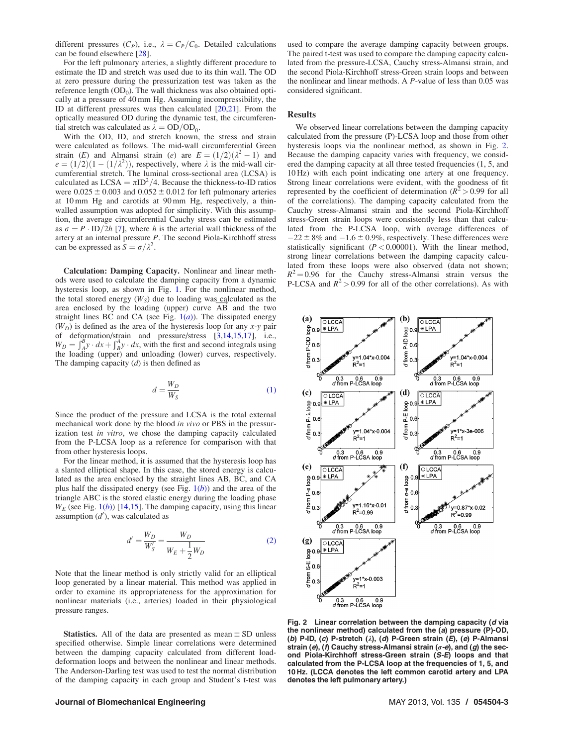different pressures ($C_P$), i.e., $\lambda = C_P/C_0$. Detailed calculations can be found elsewhere [28].

For the left pulmonary arteries, a slightly different procedure to estimate the ID and stretch was used due to its thin wall. The OD at zero pressure during the pressurization test was taken as the reference length ($OD_0$). The wall thickness was also obtained optically at a pressure of 40 mm Hg. Assuming incompressibility, the ID at different pressures was then calculated [20,21]. From the optically measured OD during the dynamic test, the circumferential stretch was calculated as $\lambda = OD/OD_0$.

With the OD, ID, and stretch known, the stress and strain were calculated as follows. The mid-wall circumferential Green strain ($E$) and Almansi strain ($e$) are $E = (1/2)(\lambda^2 - 1)$ and $e = (1/2)(1 - (1/\lambda^2))$, respectively, where $\lambda$ is the mid-wall circumferential stretch. The luminal cross-sectional area (LCSA) is calculated as $\text{LCSA} = \pi \text{ID}^2/4$. Because the thickness-to-ID ratios were $0.025 \pm 0.003$ and $0.052 \pm 0.012$ for left pulmonary arteries at 10 mm Hg and carotids at 90 mm Hg, respectively, a thin-walled assumption was adopted for simplicity. With this assumption, the average circumferential Cauchy stress can be estimated as $\sigma = P \cdot \text{ID}/2h$ [7], where $h$ is the arterial wall thickness of the artery at an internal pressure $P$. The second Piola-Kirchhoff stress can be expressed as $S = \sigma/\lambda^2$.

**Calculation: Damping Capacity.** Nonlinear and linear methods were used to calculate the damping capacity from a dynamic hysteresis loop, as shown in Fig. 1. For the nonlinear method, the total stored energy ($W_S$) due to loading was calculated as the area enclosed by the loading (upper) curve $\overset{\frown}{AB}$ and the two straight lines BC and CA (see Fig. 1(*a*)). The dissipated energy ($W_D$) is defined as the area of the hysteresis loop for any $x$-$y$ pair of deformation/strain and pressure/stress [3,14,15,17], i.e., $W_D = \int_A^B y \cdot dx + \int_B^A y \cdot dx$, with the first and second integrals using the loading (upper) and unloading (lower) curves, respectively. The damping capacity ($d$) is then defined as

$$d = \frac{W_D}{W_S} \tag{1}$$

Since the product of the pressure and LCSA is the total external mechanical work done by the blood *in vivo* or PBS in the pressurization test *in vitro*, we chose the damping capacity calculated from the P-LCSA loop as a reference for comparison with that from other hysteresis loops.

For the linear method, it is assumed that the hysteresis loop has a slanted elliptical shape. In this case, the stored energy is calculated as the area enclosed by the straight lines AB, BC, and CA plus half the dissipated energy (see Fig. 1(*b*)) and the area of the triangle ABC is the stored elastic energy during the loading phase $W_E$ (see Fig. 1(*b*)) [14,15]. The damping capacity, using this linear assumption ($d'$), was calculated as

$$d' = \frac{W_D}{W_S'} = \frac{W_D}{W_E + \frac{1}{2}W_D} \tag{2}$$

Note that the linear method is only strictly valid for an elliptical loop generated by a linear material. This method was applied in order to examine its appropriateness for the approximation for nonlinear materials (i.e., arteries) loaded in their physiological pressure ranges.

**Statistics.** All of the data are presented as mean ± SD unless specified otherwise. Simple linear correlations were determined between the damping capacity calculated from different load-deformation loops and between the nonlinear and linear methods. The Anderson-Darling test was used to test the normal distribution of the damping capacity in each group and Student's t-test was used to compare the average damping capacity between groups. The paired t-test was used to compare the damping capacity calculated from the pressure-LCSA, Cauchy stress-Almansi strain, and the second Piola-Kirchhoff stress-Green strain loops and between the nonlinear and linear methods. A $P$-value of less than 0.05 was considered significant.

## Results

We observed linear correlations between the damping capacity calculated from the pressure (P)-LCSA loop and those from other hysteresis loops via the nonlinear method, as shown in Fig. 2. Because the damping capacity varies with frequency, we considered the damping capacity at all three tested frequencies (1, 5, and 10 Hz) with each point indicating one artery at one frequency. Strong linear correlations were evident, with the goodness of fit represented by the coefficient of determination ($R^2 > 0.99$ for all of the correlations). The damping capacity calculated from the Cauchy stress-Almansi strain and the second Piola-Kirchhoff stress-Green strain loops were consistently less than that calculated from the P-LCSA loop, with average differences of $-22 \pm 8\%$ and $-1.6 \pm 0.9\%$, respectively. These differences were statistically significant ($P < 0.00001$). With the linear method, strong linear correlations between the damping capacity calculated from these loops were also observed (data not shown; $R^2 = 0.96$ for the Cauchy stress-Almansi strain versus the P-LCSA and $R^2 > 0.99$ for all of the other correlations). As with

**Fig. 2 Linear correlation between the damping capacity (*d* via the nonlinear method) calculated from the (*a*) pressure (P)-OD, (*b*) P-ID, (*c*) P-stretch ($\lambda$), (*d*) P-Green strain (*E*), (*e*) P-Almansi strain (*e*), (*f*) Cauchy stress-Almansi strain ($\sigma$-*e*), and (*g*) the second Piola-Kirchhoff stress-Green strain (*S-E*) loops and that calculated from the P-LCSA loop at the frequencies of 1, 5, and 10 Hz. (LCCA denotes the left common carotid artery and LPA denotes the left pulmonary artery.)**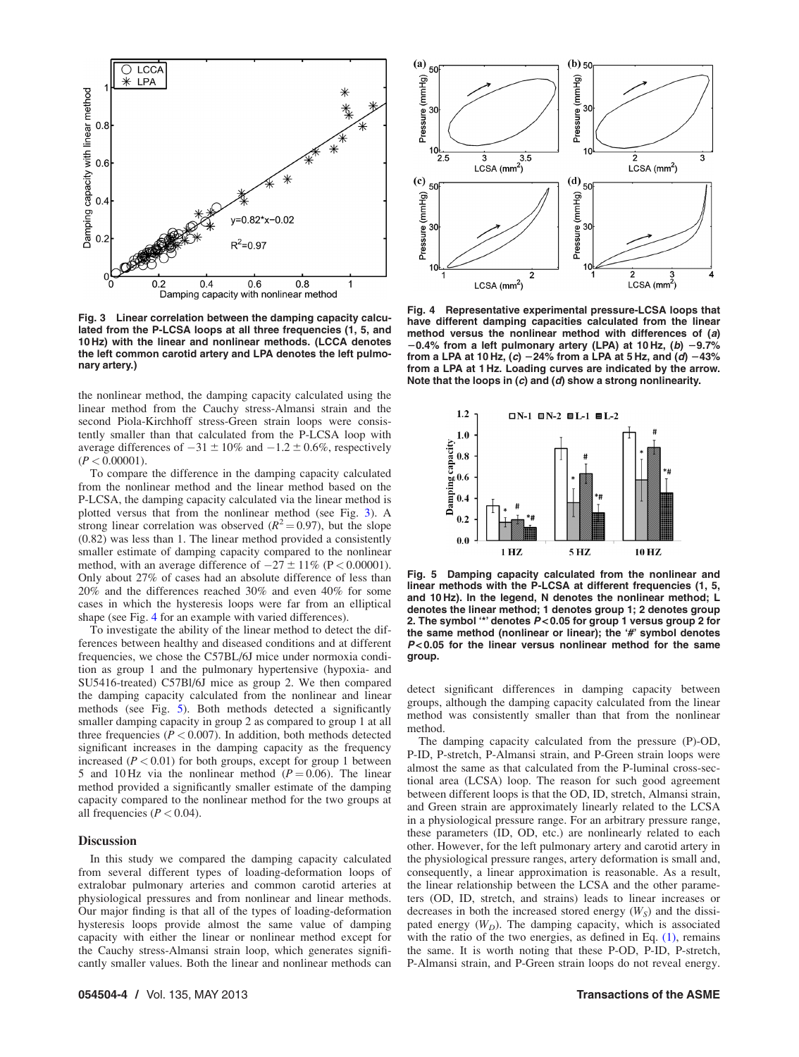Fig. 3 Linear correlation between the damping capacity calculated from the P-LCSA loops at all three frequencies (1, 5, and 10 Hz) with the linear and nonlinear methods. (LCCA denotes the left common carotid artery and LPA denotes the left pulmonary artery.)

the nonlinear method, the damping capacity calculated using the linear method from the Cauchy stress-Almansi strain and the second Piola-Kirchhoff stress-Green strain loops were consistently smaller than that calculated from the P-LCSA loop with average differences of $-31 \pm 10\%$ and $-1.2 \pm 0.6\%$, respectively ($P < 0.00001$).

To compare the difference in the damping capacity calculated from the nonlinear method and the linear method based on the P-LCSA, the damping capacity calculated via the linear method is plotted versus that from the nonlinear method (see Fig. 3). A strong linear correlation was observed ($R^2 = 0.97$), but the slope (0.82) was less than 1. The linear method provided a consistently smaller estimate of damping capacity compared to the nonlinear method, with an average difference of $-27 \pm 11\%$ ($P < 0.00001$). Only about 27% of cases had an absolute difference of less than 20% and the differences reached 30% and even 40% for some cases in which the hysteresis loops were far from an elliptical shape (see Fig. 4 for an example with varied differences).

To investigate the ability of the linear method to detect the differences between healthy and diseased conditions and at different frequencies, we chose the C57BL/6J mice under normoxia condition as group 1 and the pulmonary hypertensive (hypoxia- and SU5416-treated) C57Bl/6J mice as group 2. We then compared the damping capacity calculated from the nonlinear and linear methods (see Fig. 5). Both methods detected a significantly smaller damping capacity in group 2 as compared to group 1 at all three frequencies ($P < 0.007$). In addition, both methods detected significant increases in the damping capacity as the frequency increased ($P < 0.01$) for both groups, except for group 1 between 5 and 10 Hz via the nonlinear method ($P = 0.06$). The linear method provided a significantly smaller estimate of the damping capacity compared to the nonlinear method for the two groups at all frequencies ($P < 0.04$).

## Discussion

In this study we compared the damping capacity calculated from several different types of loading-deformation loops of extralobar pulmonary arteries and common carotid arteries at physiological pressures and from nonlinear and linear methods. Our major finding is that all of the types of loading-deformation hysteresis loops provide almost the same value of damping capacity with either the linear or nonlinear method except for the Cauchy stress-Almansi strain loop, which generates significantly smaller values. Both the linear and nonlinear methods can detect significant differences in damping capacity between groups, although the damping capacity calculated from the linear method was consistently smaller than that from the nonlinear method.

Fig. 4 Representative experimental pressure-LCSA loops that have different damping capacities calculated from the linear method versus the nonlinear method with differences of (*a*) −0.4% from a left pulmonary artery (LPA) at 10 Hz, (*b*) −9.7% from a LPA at 10 Hz, (*c*) −24% from a LPA at 5 Hz, and (*d*) −43% from a LPA at 1 Hz. Loading curves are indicated by the arrow. Note that the loops in (*c*) and (*d*) show a strong nonlinearity.

Fig. 5 Damping capacity calculated from the nonlinear and linear methods with the P-LCSA at different frequencies (1, 5, and 10 Hz). In the legend, N denotes the nonlinear method; L denotes the linear method; 1 denotes group 1; 2 denotes group 2. The symbol '*' denotes $P < 0.05$ for group 1 versus group 2 for the same method (nonlinear or linear); the '#' symbol denotes $P < 0.05$ for the linear versus nonlinear method for the same group.

The damping capacity calculated from the pressure (P)-OD, P-ID, P-stretch, P-Almansi strain, and P-Green strain loops were almost the same as that calculated from the P-luminal cross-sectional area (LCSA) loop. The reason for such good agreement between different loops is that the OD, ID, stretch, Almansi strain, and Green strain are approximately linearly related to the LCSA in a physiological pressure range. For an arbitrary pressure range, these parameters (ID, OD, etc.) are nonlinearly related to each other. However, for the left pulmonary artery and carotid artery in the physiological pressure ranges, artery deformation is small and, consequently, a linear approximation is reasonable. As a result, the linear relationship between the LCSA and the other parameters (OD, ID, stretch, and strains) leads to linear increases or decreases in both the increased stored energy ($W_S$) and the dissipated energy ($W_D$). The damping capacity, which is associated with the ratio of the two energies, as defined in Eq. (1), remains the same. It is worth noting that these P-OD, P-ID, P-stretch, P-Almansi strain, and P-Green strain loops do not reveal energy.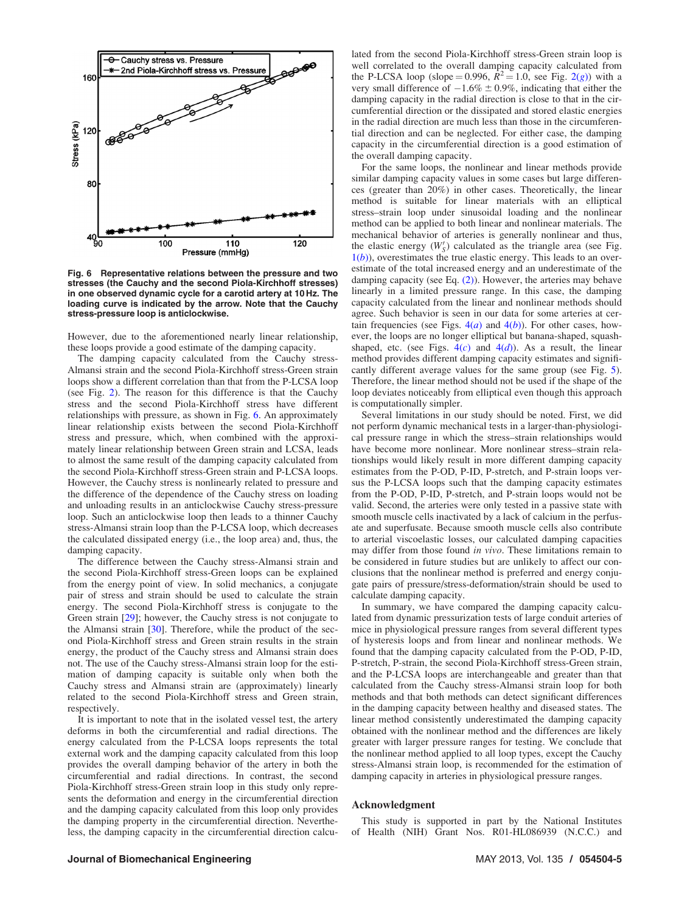Fig. 6 Representative relations between the pressure and two stresses (the Cauchy and the second Piola-Kirchhoff stresses) in one observed dynamic cycle for a carotid artery at 10 Hz. The loading curve is indicated by the arrow. Note that the Cauchy stress-pressure loop is anticlockwise.

However, due to the aforementioned nearly linear relationship, these loops provide a good estimate of the damping capacity.

The damping capacity calculated from the Cauchy stress-Almansi strain and the second Piola-Kirchhoff stress-Green strain loops show a different correlation than that from the P-LCSA loop (see Fig. 2). The reason for this difference is that the Cauchy stress and the second Piola-Kirchhoff stress have different relationships with pressure, as shown in Fig. 6. An approximately linear relationship exists between the second Piola-Kirchhoff stress and pressure, which, when combined with the approximately linear relationship between Green strain and LCSA, leads to almost the same result of the damping capacity calculated from the second Piola-Kirchhoff stress-Green strain and P-LCSA loops. However, the Cauchy stress is nonlinearly related to pressure and the difference of the dependence of the Cauchy stress on loading and unloading results in an anticlockwise Cauchy stress-pressure loop. Such an anticlockwise loop then leads to a thinner Cauchy stress-Almansi strain loop than the P-LCSA loop, which decreases the calculated dissipated energy (i.e., the loop area) and, thus, the damping capacity.

The difference between the Cauchy stress-Almansi strain and the second Piola-Kirchhoff stress-Green loops can be explained from the energy point of view. In solid mechanics, a conjugate pair of stress and strain should be used to calculate the strain energy. The second Piola-Kirchhoff stress is conjugate to the Green strain [29]; however, the Cauchy stress is not conjugate to the Almansi strain [30]. Therefore, while the product of the second Piola-Kirchhoff stress and Green strain results in the strain energy, the product of the Cauchy stress and Almansi strain does not. The use of the Cauchy stress-Almansi strain loop for the estimation of damping capacity is suitable only when both the Cauchy stress and Almansi strain are (approximately) linearly related to the second Piola-Kirchhoff stress and Green strain, respectively.

It is important to note that in the isolated vessel test, the artery deforms in both the circumferential and radial directions. The energy calculated from the P-LCSA loops represents the total external work and the damping capacity calculated from this loop provides the overall damping behavior of the artery in both the circumferential and radial directions. In contrast, the second Piola-Kirchhoff stress-Green strain loop in this study only represents the deformation and energy in the circumferential direction and the damping capacity calculated from this loop only provides the damping property in the circumferential direction. Nevertheless, the damping capacity in the circumferential direction calculated from the second Piola-Kirchhoff stress-Green strain loop is well correlated to the overall damping capacity calculated from the P-LCSA loop (slope = 0.996, $R^2 = 1.0$, see Fig. 2(*g*)) with a very small difference of $-1.6\% \pm 0.9\%$, indicating that either the damping capacity in the radial direction is close to that in the circumferential direction or the dissipated and stored elastic energies in the radial direction are much less than those in the circumferential direction and can be neglected. For either case, the damping capacity in the circumferential direction is a good estimation of the overall damping capacity.

For the same loops, the nonlinear and linear methods provide similar damping capacity values in some cases but large differences (greater than 20%) in other cases. Theoretically, the linear method is suitable for linear materials with an elliptical stress–strain loop under sinusoidal loading and the nonlinear method can be applied to both linear and nonlinear materials. The mechanical behavior of arteries is generally nonlinear and thus, the elastic energy ($W_S'$) calculated as the triangle area (see Fig. 1(*b*)), overestimates the true elastic energy. This leads to an overestimate of the total increased energy and an underestimate of the damping capacity (see Eq. (2)). However, the arteries may behave linearly in a limited pressure range. In this case, the damping capacity calculated from the linear and nonlinear methods should agree. Such behavior is seen in our data for some arteries at certain frequencies (see Figs. 4(*a*) and 4(*b*)). For other cases, however, the loops are no longer elliptical but banana-shaped, squash-shaped, etc. (see Figs. 4(*c*) and 4(*d*)). As a result, the linear method provides different damping capacity estimates and significantly different average values for the same group (see Fig. 5). Therefore, the linear method should not be used if the shape of the loop deviates noticeably from elliptical even though this approach is computationally simpler.

Several limitations in our study should be noted. First, we did not perform dynamic mechanical tests in a larger-than-physiological pressure range in which the stress–strain relationships would have become more nonlinear. More nonlinear stress–strain relationships would likely result in more different damping capacity estimates from the P-OD, P-ID, P-stretch, and P-strain loops versus the P-LCSA loops such that the damping capacity estimates from the P-OD, P-ID, P-stretch, and P-strain loops would not be valid. Second, the arteries were only tested in a passive state with smooth muscle cells inactivated by a lack of calcium in the perfusate and superfusate. Because smooth muscle cells also contribute to arterial viscoelastic losses, our calculated damping capacities may differ from those found *in vivo*. These limitations remain to be considered in future studies but are unlikely to affect our conclusions that the nonlinear method is preferred and energy conjugate pairs of pressure/stress-deformation/strain should be used to calculate damping capacity.

In summary, we have compared the damping capacity calculated from dynamic pressurization tests of large conduit arteries of mice in physiological pressure ranges from several different types of hysteresis loops and from linear and nonlinear methods. We found that the damping capacity calculated from the P-OD, P-ID, P-stretch, P-strain, the second Piola-Kirchhoff stress-Green strain, and the P-LCSA loops are interchangeable and greater than that calculated from the Cauchy stress-Almansi strain loop for both methods and that both methods can detect significant differences in the damping capacity between healthy and diseased states. The linear method consistently underestimated the damping capacity obtained with the nonlinear method and the differences are likely greater with larger pressure ranges for testing. We conclude that the nonlinear method applied to all loop types, except the Cauchy stress-Almansi strain loop, is recommended for the estimation of damping capacity in arteries in physiological pressure ranges.

## Acknowledgment

This study is supported in part by the National Institutes of Health (NIH) Grant Nos. R01-HL086939 (N.C.C.) and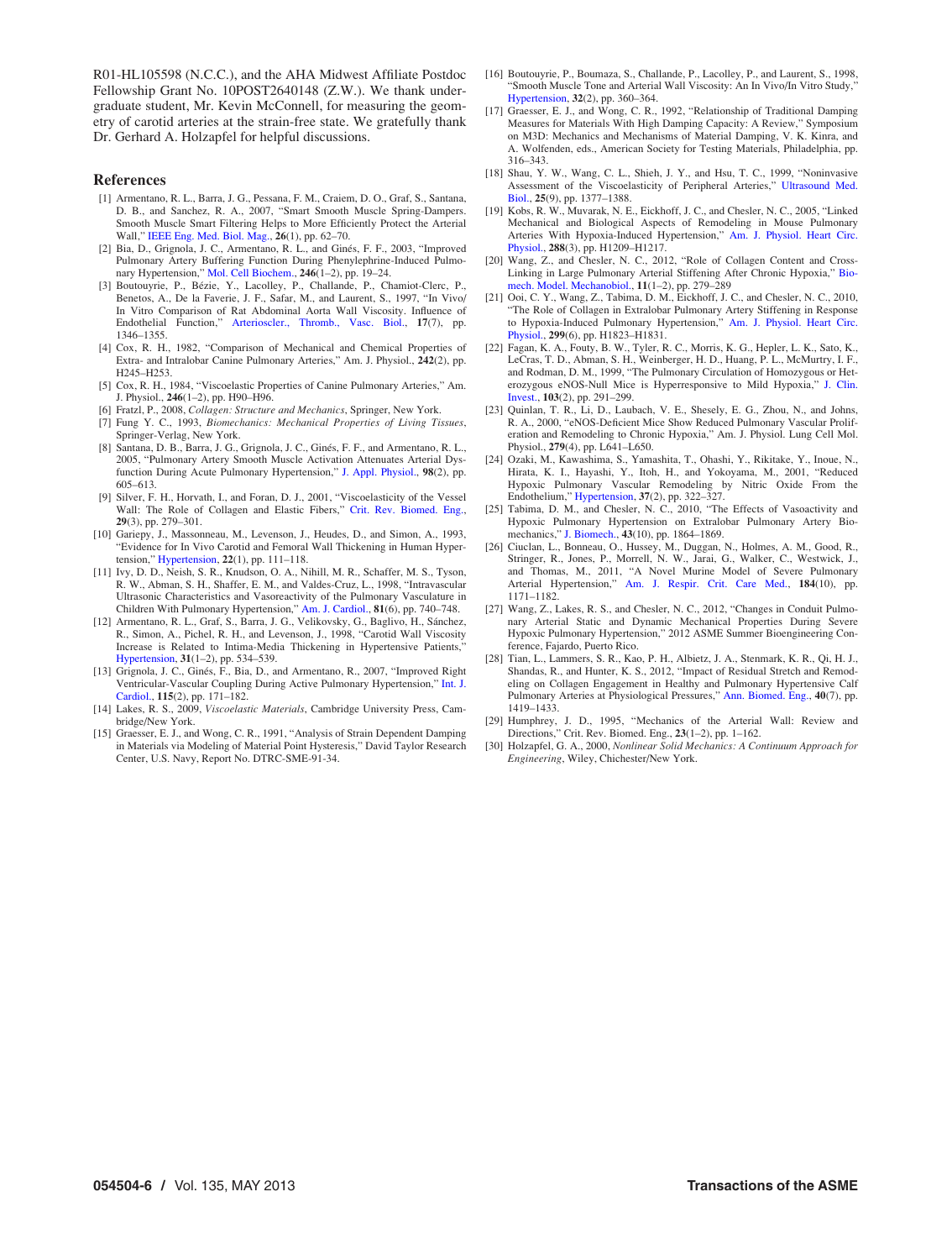R01-HL105598 (N.C.C.), and the AHA Midwest Affiliate Postdoc Fellowship Grant No. 10POST2640148 (Z.W.). We thank undergraduate student, Mr. Kevin McConnell, for measuring the geometry of carotid arteries at the strain-free state. We gratefully thank Dr. Gerhard A. Holzapfel for helpful discussions.

## References

[1] Armentano, R. L., Barra, J. G., Pessana, F. M., Craiem, D. O., Graf, S., Santana, D. B., and Sanchez, R. A., 2007, "Smart Smooth Muscle Spring-Dampers. Smooth Muscle Smart Filtering Helps to More Efficiently Protect the Arterial Wall," IEEE Eng. Med. Biol. Mag., **26**(1), pp. 62–70.

[2] Bia, D., Grignola, J. C., Armentano, R. L., and Ginés, F. F., 2003, "Improved Pulmonary Artery Buffering Function During Phenylephrine-Induced Pulmonary Hypertension," Mol. Cell Biochem., **246**(1–2), pp. 19–24.

[3] Boutouyrie, P., Bézie, Y., Lacolley, P., Challande, P., Chamiot-Clerc, P., Benetos, A., De la Faverie, J. F., Safar, M., and Laurent, S., 1997, "In Vivo/In Vitro Comparison of Rat Abdominal Aorta Wall Viscosity. Influence of Endothelial Function," Arterioscler., Thromb., Vasc. Biol., **17**(7), pp. 1346–1355.

[4] Cox, R. H., 1982, "Comparison of Mechanical and Chemical Properties of Extra- and Intralobar Canine Pulmonary Arteries," Am. J. Physiol., **242**(2), pp. H245–H253.

[5] Cox, R. H., 1984, "Viscoelastic Properties of Canine Pulmonary Arteries," Am. J. Physiol., **246**(1–2), pp. H90–H96.

[6] Fratzl, P., 2008, *Collagen: Structure and Mechanics*, Springer, New York.

[7] Fung Y. C., 1993, *Biomechanics: Mechanical Properties of Living Tissues*, Springer-Verlag, New York.

[8] Santana, D. B., Barra, J. G., Grignola, J. C., Ginés, F. F., and Armentano, R. L., 2005, "Pulmonary Artery Smooth Muscle Activation Attenuates Arterial Dysfunction During Acute Pulmonary Hypertension," J. Appl. Physiol., **98**(2), pp. 605–613.

[9] Silver, F. H., Horvath, I., and Foran, D. J., 2001, "Viscoelasticity of the Vessel Wall: The Role of Collagen and Elastic Fibers," Crit. Rev. Biomed. Eng., **29**(3), pp. 279–301.

[10] Gariepy, J., Massonneau, M., Levenson, J., Heudes, D., and Simon, A., 1993, "Evidence for In Vivo Carotid and Femoral Wall Thickening in Human Hypertension," Hypertension, **22**(1), pp. 111–118.

[11] Ivy, D. D., Neish, S. R., Knudson, O. A., Nihill, M. R., Schaffer, M. S., Tyson, R. W., Abman, S. H., Shaffer, E. M., and Valdes-Cruz, L., 1998, "Intravascular Ultrasonic Characteristics and Vasoreactivity of the Pulmonary Vasculature in Children With Pulmonary Hypertension," Am. J. Cardiol., **81**(6), pp. 740–748.

[12] Armentano, R. L., Graf, S., Barra, J. G., Velikovsky, G., Baglivo, H., Sánchez, R., Simon, A., Pichel, R. H., and Levenson, J., 1998, "Carotid Wall Viscosity Increase is Related to Intima-Media Thickening in Hypertensive Patients," Hypertension, **31**(1–2), pp. 534–539.

[13] Grignola, J. C., Ginés, F., Bia, D., and Armentano, R., 2007, "Improved Right Ventricular-Vascular Coupling During Active Pulmonary Hypertension," Int. J. Cardiol., **115**(2), pp. 171–182.

[14] Lakes, R. S., 2009, *Viscoelastic Materials*, Cambridge University Press, Cambridge/New York.

[15] Graesser, E. J., and Wong, C. R., 1991, "Analysis of Strain Dependent Damping in Materials via Modeling of Material Point Hysteresis," David Taylor Research Center, U.S. Navy, Report No. DTRC-SME-91-34.

[16] Boutouyrie, P., Boumaza, S., Challande, P., Lacolley, P., and Laurent, S., 1998, "Smooth Muscle Tone and Arterial Wall Viscosity: An In Vivo/In Vitro Study," Hypertension, **32**(2), pp. 360–364.

[17] Graesser, E. J., and Wong, C. R., 1992, "Relationship of Traditional Damping Measures for Materials With High Damping Capacity: A Review," Symposium on M3D: Mechanics and Mechanisms of Material Damping, V. K. Kinra, and A. Wolfenden, eds., American Society for Testing Materials, Philadelphia, pp. 316–343.

[18] Shau, Y. W., Wang, C. L., Shieh, J. Y., and Hsu, T. C., 1999, "Noninvasive Assessment of the Viscoelasticity of Peripheral Arteries," Ultrasound Med. Biol., **25**(9), pp. 1377–1388.

[19] Kobs, R. W., Muvarak, N. E., Eickhoff, J. C., and Chesler, N. C., 2005, "Linked Mechanical and Biological Aspects of Remodeling in Mouse Pulmonary Arteries With Hypoxia-Induced Hypertension," Am. J. Physiol. Heart Circ. Physiol., **288**(3), pp. H1209–H1217.

[20] Wang, Z., and Chesler, N. C., 2012, "Role of Collagen Content and Cross-Linking in Large Pulmonary Arterial Stiffening After Chronic Hypoxia," Biomech. Model. Mechanobiol., **11**(1–2), pp. 279–289

[21] Ooi, C. Y., Wang, Z., Tabima, D. M., Eickhoff, J. C., and Chesler, N. C., 2010, "The Role of Collagen in Extralobar Pulmonary Artery Stiffening in Response to Hypoxia-Induced Pulmonary Hypertension," Am. J. Physiol. Heart Circ. Physiol., **299**(6), pp. H1823–H1831.

[22] Fagan, K. A., Fouty, B. W., Tyler, R. C., Morris, K. G., Hepler, L. K., Sato, K., LeCras, T. D., Abman, S. H., Weinberger, H. D., Huang, P. L., McMurtry, I. F., and Rodman, D. M., 1999, "The Pulmonary Circulation of Homozygous or Heterozygous eNOS-Null Mice is Hyperresponsive to Mild Hypoxia," J. Clin. Invest., **103**(2), pp. 291–299.

[23] Quinlan, T. R., Li, D., Laubach, V. E., Shesely, E. G., Zhou, N., and Johns, R. A., 2000, "eNOS-Deficient Mice Show Reduced Pulmonary Vascular Proliferation and Remodeling to Chronic Hypoxia," Am. J. Physiol. Lung Cell Mol. Physiol., **279**(4), pp. L641–L650.

[24] Ozaki, M., Kawashima, S., Yamashita, T., Ohashi, Y., Rikitake, Y., Inoue, N., Hirata, K. I., Hayashi, Y., Itoh, H., and Yokoyama, M., 2001, "Reduced Hypoxic Pulmonary Vascular Remodeling by Nitric Oxide From the Endothelium," Hypertension, **37**(2), pp. 322–327.

[25] Tabima, D. M., and Chesler, N. C., 2010, "The Effects of Vasoactivity and Hypoxic Pulmonary Hypertension on Extralobar Pulmonary Artery Biomechanics," J. Biomech., **43**(10), pp. 1864–1869.

[26] Ciuclan, L., Bonneau, O., Hussey, M., Duggan, N., Holmes, A. M., Good, R., Stringer, R., Jones, P., Morrell, N. W., Jarai, G., Walker, C., Westwick, J., and Thomas, M., 2011, "A Novel Murine Model of Severe Pulmonary Arterial Hypertension," Am. J. Respir. Crit. Care Med., **184**(10), pp. 1171–1182.

[27] Wang, Z., Lakes, R. S., and Chesler, N. C., 2012, "Changes in Conduit Pulmonary Arterial Static and Dynamic Mechanical Properties During Severe Hypoxic Pulmonary Hypertension," 2012 ASME Summer Bioengineering Conference, Fajardo, Puerto Rico.

[28] Tian, L., Lammers, S. R., Kao, P. H., Albietz, J. A., Stenmark, K. R., Qi, H. J., Shandas, R., and Hunter, K. S., 2012, "Impact of Residual Stretch and Remodeling on Collagen Engagement in Healthy and Pulmonary Hypertensive Calf Pulmonary Arteries at Physiological Pressures," Ann. Biomed. Eng., **40**(7), pp. 1419–1433.

[29] Humphrey, J. D., 1995, "Mechanics of the Arterial Wall: Review and Directions," Crit. Rev. Biomed. Eng., **23**(1–2), pp. 1–162.

[30] Holzapfel, G. A., 2000, *Nonlinear Solid Mechanics: A Continuum Approach for Engineering*, Wiley, Chichester/New York.